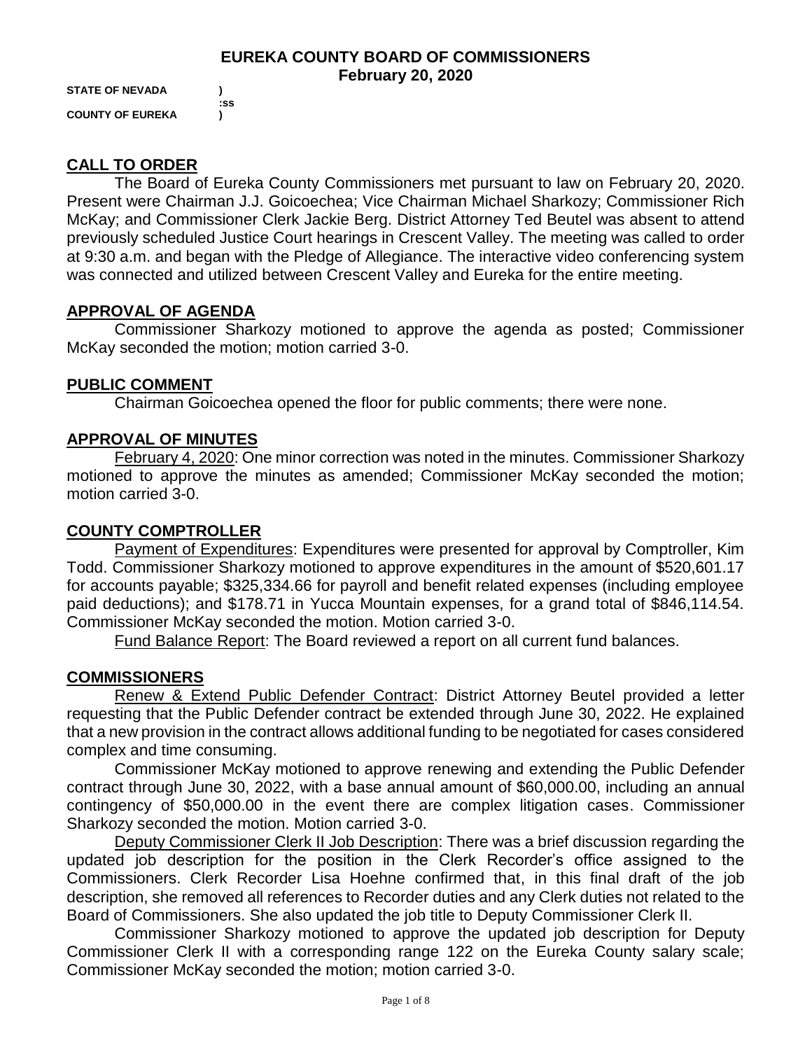# EUREKA COUNTY BOARD OF COMMISSIONERS
## February 20, 2020

**STATE OF NEVADA )**
**:SS**
**COUNTY OF EUREKA )**

## CALL TO ORDER

The Board of Eureka County Commissioners met pursuant to law on February 20, 2020. Present were Chairman J.J. Goicoechea; Vice Chairman Michael Sharkozy; Commissioner Rich McKay; and Commissioner Clerk Jackie Berg. District Attorney Ted Beutel was absent to attend previously scheduled Justice Court hearings in Crescent Valley. The meeting was called to order at 9:30 a.m. and began with the Pledge of Allegiance. The interactive video conferencing system was connected and utilized between Crescent Valley and Eureka for the entire meeting.

## APPROVAL OF AGENDA

Commissioner Sharkozy motioned to approve the agenda as posted; Commissioner McKay seconded the motion; motion carried 3-0.

## PUBLIC COMMENT

Chairman Goicoechea opened the floor for public comments; there were none.

## APPROVAL OF MINUTES

February 4, 2020: One minor correction was noted in the minutes. Commissioner Sharkozy motioned to approve the minutes as amended; Commissioner McKay seconded the motion; motion carried 3-0.

## COUNTY COMPTROLLER

Payment of Expenditures: Expenditures were presented for approval by Comptroller, Kim Todd. Commissioner Sharkozy motioned to approve expenditures in the amount of $520,601.17 for accounts payable; $325,334.66 for payroll and benefit related expenses (including employee paid deductions); and $178.71 in Yucca Mountain expenses, for a grand total of $846,114.54. Commissioner McKay seconded the motion. Motion carried 3-0.

Fund Balance Report: The Board reviewed a report on all current fund balances.

## COMMISSIONERS

Renew & Extend Public Defender Contract: District Attorney Beutel provided a letter requesting that the Public Defender contract be extended through June 30, 2022. He explained that a new provision in the contract allows additional funding to be negotiated for cases considered complex and time consuming.

Commissioner McKay motioned to approve renewing and extending the Public Defender contract through June 30, 2022, with a base annual amount of $60,000.00, including an annual contingency of $50,000.00 in the event there are complex litigation cases. Commissioner Sharkozy seconded the motion. Motion carried 3-0.

Deputy Commissioner Clerk II Job Description: There was a brief discussion regarding the updated job description for the position in the Clerk Recorder's office assigned to the Commissioners. Clerk Recorder Lisa Hoehne confirmed that, in this final draft of the job description, she removed all references to Recorder duties and any Clerk duties not related to the Board of Commissioners. She also updated the job title to Deputy Commissioner Clerk II.

Commissioner Sharkozy motioned to approve the updated job description for Deputy Commissioner Clerk II with a corresponding range 122 on the Eureka County salary scale; Commissioner McKay seconded the motion; motion carried 3-0.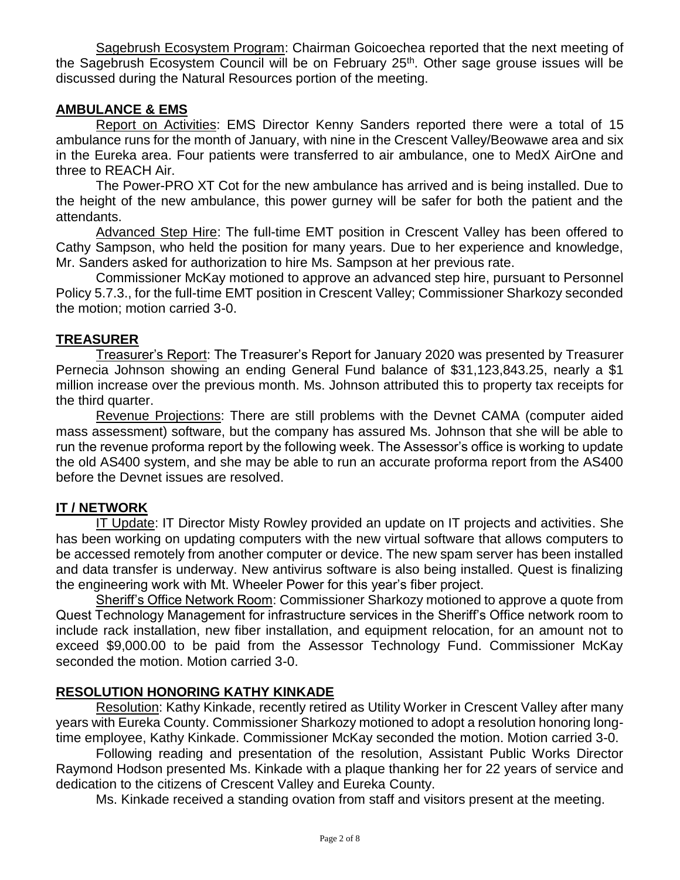Sagebrush Ecosystem Program: Chairman Goicoechea reported that the next meeting of the Sagebrush Ecosystem Council will be on February 25th. Other sage grouse issues will be discussed during the Natural Resources portion of the meeting.

## AMBULANCE & EMS

Report on Activities: EMS Director Kenny Sanders reported there were a total of 15 ambulance runs for the month of January, with nine in the Crescent Valley/Beowawe area and six in the Eureka area. Four patients were transferred to air ambulance, one to MedX AirOne and three to REACH Air.

The Power-PRO XT Cot for the new ambulance has arrived and is being installed. Due to the height of the new ambulance, this power gurney will be safer for both the patient and the attendants.

Advanced Step Hire: The full-time EMT position in Crescent Valley has been offered to Cathy Sampson, who held the position for many years. Due to her experience and knowledge, Mr. Sanders asked for authorization to hire Ms. Sampson at her previous rate.

Commissioner McKay motioned to approve an advanced step hire, pursuant to Personnel Policy 5.7.3., for the full-time EMT position in Crescent Valley; Commissioner Sharkozy seconded the motion; motion carried 3-0.

## TREASURER

Treasurer's Report: The Treasurer's Report for January 2020 was presented by Treasurer Pernecia Johnson showing an ending General Fund balance of $31,123,843.25, nearly a $1 million increase over the previous month. Ms. Johnson attributed this to property tax receipts for the third quarter.

Revenue Projections: There are still problems with the Devnet CAMA (computer aided mass assessment) software, but the company has assured Ms. Johnson that she will be able to run the revenue proforma report by the following week. The Assessor's office is working to update the old AS400 system, and she may be able to run an accurate proforma report from the AS400 before the Devnet issues are resolved.

## IT / NETWORK

IT Update: IT Director Misty Rowley provided an update on IT projects and activities. She has been working on updating computers with the new virtual software that allows computers to be accessed remotely from another computer or device. The new spam server has been installed and data transfer is underway. New antivirus software is also being installed. Quest is finalizing the engineering work with Mt. Wheeler Power for this year's fiber project.

Sheriff's Office Network Room: Commissioner Sharkozy motioned to approve a quote from Quest Technology Management for infrastructure services in the Sheriff's Office network room to include rack installation, new fiber installation, and equipment relocation, for an amount not to exceed $9,000.00 to be paid from the Assessor Technology Fund. Commissioner McKay seconded the motion. Motion carried 3-0.

## RESOLUTION HONORING KATHY KINKADE

Resolution: Kathy Kinkade, recently retired as Utility Worker in Crescent Valley after many years with Eureka County. Commissioner Sharkozy motioned to adopt a resolution honoring long-time employee, Kathy Kinkade. Commissioner McKay seconded the motion. Motion carried 3-0.

Following reading and presentation of the resolution, Assistant Public Works Director Raymond Hodson presented Ms. Kinkade with a plaque thanking her for 22 years of service and dedication to the citizens of Crescent Valley and Eureka County.

Ms. Kinkade received a standing ovation from staff and visitors present at the meeting.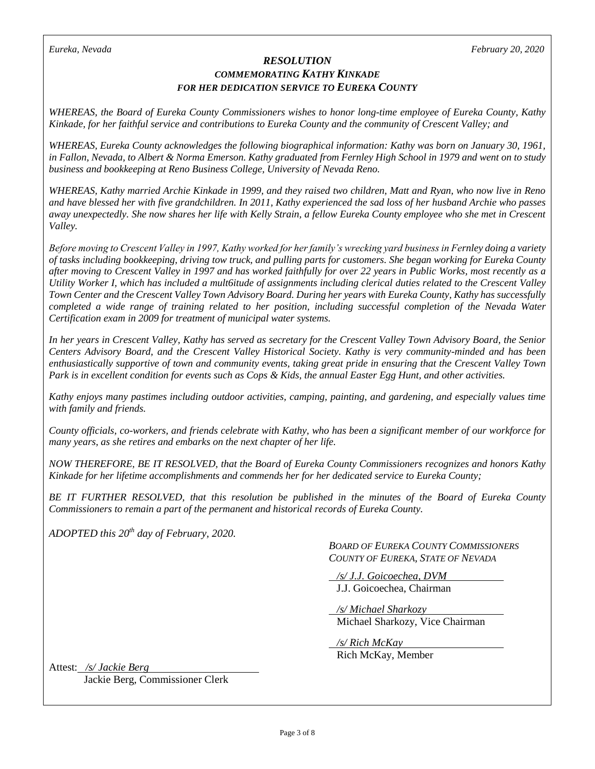*Eureka, Nevada* *February 20, 2020*

# *RESOLUTION*

## *COMMEMORATING KATHY KINKADE FOR HER DEDICATION SERVICE TO EUREKA COUNTY*

*WHEREAS, the Board of Eureka County Commissioners wishes to honor long-time employee of Eureka County, Kathy Kinkade, for her faithful service and contributions to Eureka County and the community of Crescent Valley; and*

*WHEREAS, Eureka County acknowledges the following biographical information: Kathy was born on January 30, 1961, in Fallon, Nevada, to Albert & Norma Emerson. Kathy graduated from Fernley High School in 1979 and went on to study business and bookkeeping at Reno Business College, University of Nevada Reno.*

*WHEREAS, Kathy married Archie Kinkade in 1999, and they raised two children, Matt and Ryan, who now live in Reno and have blessed her with five grandchildren. In 2011, Kathy experienced the sad loss of her husband Archie who passes away unexpectedly. She now shares her life with Kelly Strain, a fellow Eureka County employee who she met in Crescent Valley.*

*Before moving to Crescent Valley in 1997, Kathy worked for her family's wrecking yard business in Fernley doing a variety of tasks including bookkeeping, driving tow truck, and pulling parts for customers. She began working for Eureka County after moving to Crescent Valley in 1997 and has worked faithfully for over 22 years in Public Works, most recently as a Utility Worker I, which has included a mult6itude of assignments including clerical duties related to the Crescent Valley Town Center and the Crescent Valley Town Advisory Board. During her years with Eureka County, Kathy has successfully completed a wide range of training related to her position, including successful completion of the Nevada Water Certification exam in 2009 for treatment of municipal water systems.*

*In her years in Crescent Valley, Kathy has served as secretary for the Crescent Valley Town Advisory Board, the Senior Centers Advisory Board, and the Crescent Valley Historical Society. Kathy is very community-minded and has been enthusiastically supportive of town and community events, taking great pride in ensuring that the Crescent Valley Town Park is in excellent condition for events such as Cops & Kids, the annual Easter Egg Hunt, and other activities.*

*Kathy enjoys many pastimes including outdoor activities, camping, painting, and gardening, and especially values time with family and friends.*

*County officials, co-workers, and friends celebrate with Kathy, who has been a significant member of our workforce for many years, as she retires and embarks on the next chapter of her life.*

*NOW THEREFORE, BE IT RESOLVED, that the Board of Eureka County Commissioners recognizes and honors Kathy Kinkade for her lifetime accomplishments and commends her for her dedicated service to Eureka County;*

*BE IT FURTHER RESOLVED, that this resolution be published in the minutes of the Board of Eureka County Commissioners to remain a part of the permanent and historical records of Eureka County.*

*ADOPTED this 20th day of February, 2020.*

*BOARD OF EUREKA COUNTY COMMISSIONERS*
*COUNTY OF EUREKA, STATE OF NEVADA*

*/s/ J.J. Goicoechea, DVM*
J.J. Goicoechea, Chairman

*/s/ Michael Sharkozy*
Michael Sharkozy, Vice Chairman

*/s/ Rich McKay*
Rich McKay, Member

Attest: */s/ Jackie Berg*
Jackie Berg, Commissioner Clerk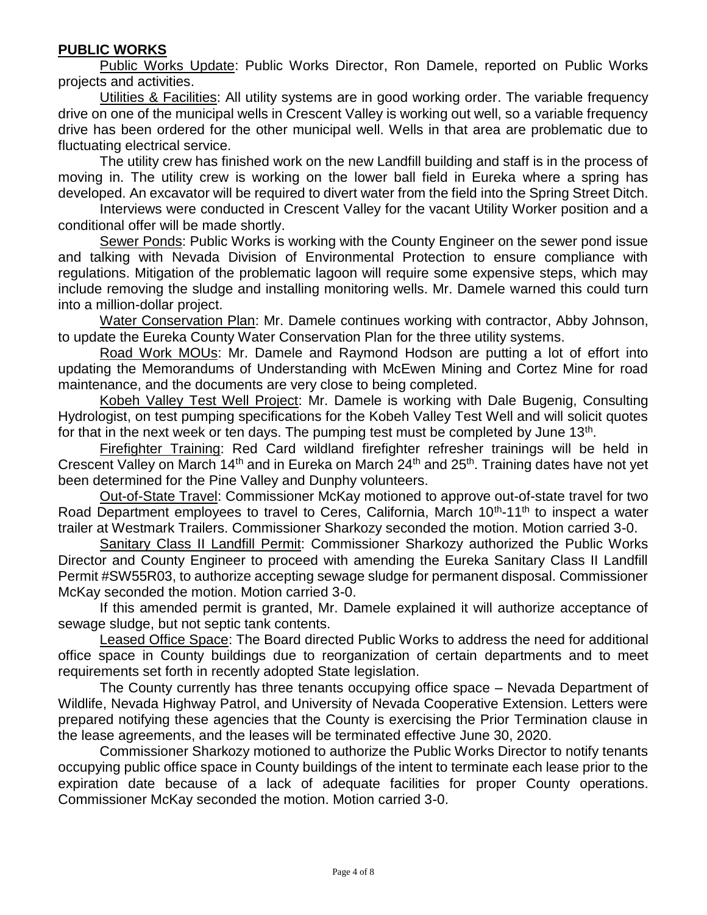## **PUBLIC WORKS**

Public Works Update: Public Works Director, Ron Damele, reported on Public Works projects and activities.

Utilities & Facilities: All utility systems are in good working order. The variable frequency drive on one of the municipal wells in Crescent Valley is working out well, so a variable frequency drive has been ordered for the other municipal well. Wells in that area are problematic due to fluctuating electrical service.

The utility crew has finished work on the new Landfill building and staff is in the process of moving in. The utility crew is working on the lower ball field in Eureka where a spring has developed. An excavator will be required to divert water from the field into the Spring Street Ditch.

Interviews were conducted in Crescent Valley for the vacant Utility Worker position and a conditional offer will be made shortly.

Sewer Ponds: Public Works is working with the County Engineer on the sewer pond issue and talking with Nevada Division of Environmental Protection to ensure compliance with regulations. Mitigation of the problematic lagoon will require some expensive steps, which may include removing the sludge and installing monitoring wells. Mr. Damele warned this could turn into a million-dollar project.

Water Conservation Plan: Mr. Damele continues working with contractor, Abby Johnson, to update the Eureka County Water Conservation Plan for the three utility systems.

Road Work MOUs: Mr. Damele and Raymond Hodson are putting a lot of effort into updating the Memorandums of Understanding with McEwen Mining and Cortez Mine for road maintenance, and the documents are very close to being completed.

Kobeh Valley Test Well Project: Mr. Damele is working with Dale Bugenig, Consulting Hydrologist, on test pumping specifications for the Kobeh Valley Test Well and will solicit quotes for that in the next week or ten days. The pumping test must be completed by June 13th.

Firefighter Training: Red Card wildland firefighter refresher trainings will be held in Crescent Valley on March 14th and in Eureka on March 24th and 25th. Training dates have not yet been determined for the Pine Valley and Dunphy volunteers.

Out-of-State Travel: Commissioner McKay motioned to approve out-of-state travel for two Road Department employees to travel to Ceres, California, March 10th-11th to inspect a water trailer at Westmark Trailers. Commissioner Sharkozy seconded the motion. Motion carried 3-0.

Sanitary Class II Landfill Permit: Commissioner Sharkozy authorized the Public Works Director and County Engineer to proceed with amending the Eureka Sanitary Class II Landfill Permit #SW55R03, to authorize accepting sewage sludge for permanent disposal. Commissioner McKay seconded the motion. Motion carried 3-0.

If this amended permit is granted, Mr. Damele explained it will authorize acceptance of sewage sludge, but not septic tank contents.

Leased Office Space: The Board directed Public Works to address the need for additional office space in County buildings due to reorganization of certain departments and to meet requirements set forth in recently adopted State legislation.

The County currently has three tenants occupying office space – Nevada Department of Wildlife, Nevada Highway Patrol, and University of Nevada Cooperative Extension. Letters were prepared notifying these agencies that the County is exercising the Prior Termination clause in the lease agreements, and the leases will be terminated effective June 30, 2020.

Commissioner Sharkozy motioned to authorize the Public Works Director to notify tenants occupying public office space in County buildings of the intent to terminate each lease prior to the expiration date because of a lack of adequate facilities for proper County operations. Commissioner McKay seconded the motion. Motion carried 3-0.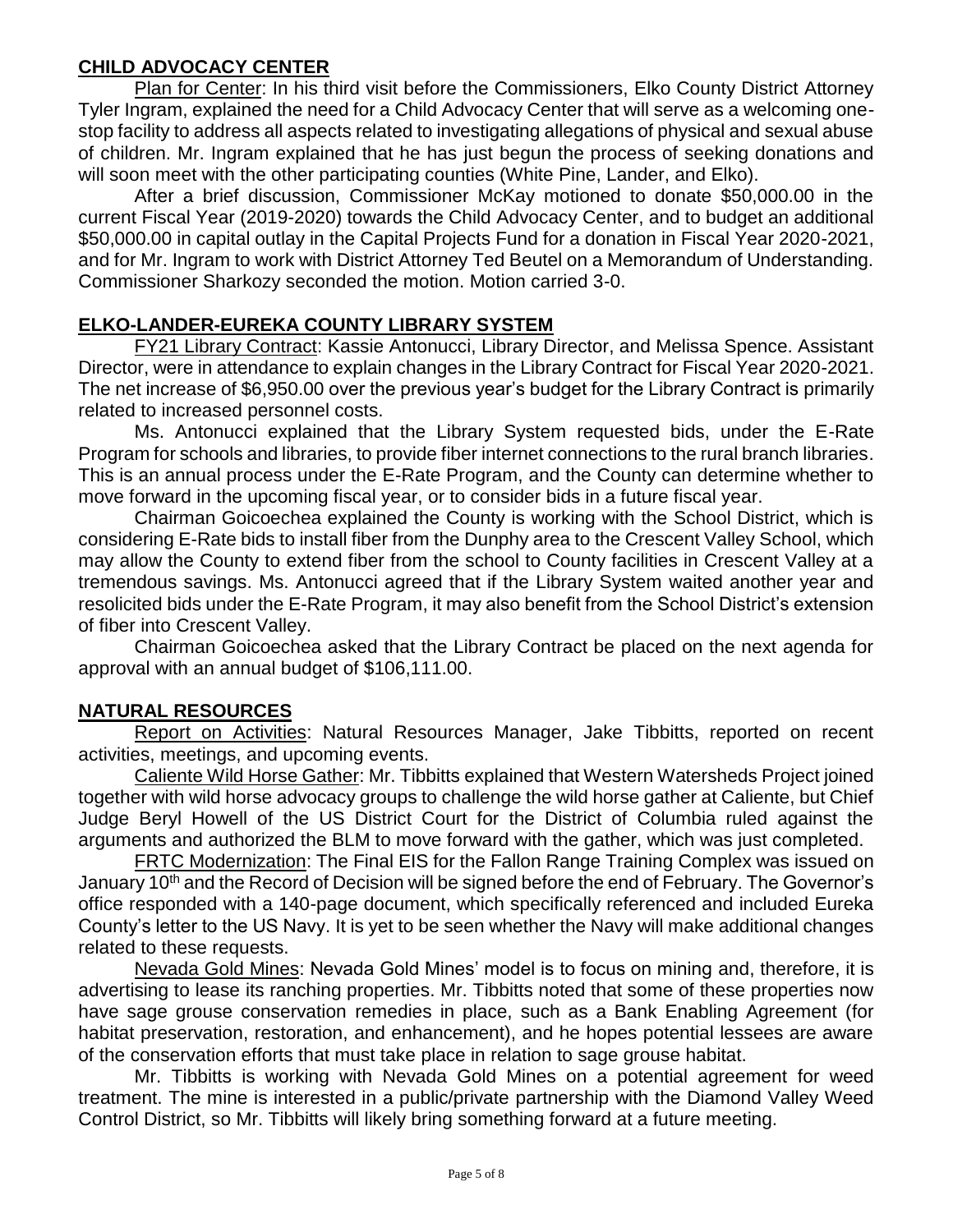## CHILD ADVOCACY CENTER

Plan for Center: In his third visit before the Commissioners, Elko County District Attorney Tyler Ingram, explained the need for a Child Advocacy Center that will serve as a welcoming one-stop facility to address all aspects related to investigating allegations of physical and sexual abuse of children. Mr. Ingram explained that he has just begun the process of seeking donations and will soon meet with the other participating counties (White Pine, Lander, and Elko).

After a brief discussion, Commissioner McKay motioned to donate $50,000.00 in the current Fiscal Year (2019-2020) towards the Child Advocacy Center, and to budget an additional $50,000.00 in capital outlay in the Capital Projects Fund for a donation in Fiscal Year 2020-2021, and for Mr. Ingram to work with District Attorney Ted Beutel on a Memorandum of Understanding. Commissioner Sharkozy seconded the motion. Motion carried 3-0.

## ELKO-LANDER-EUREKA COUNTY LIBRARY SYSTEM

FY21 Library Contract: Kassie Antonucci, Library Director, and Melissa Spence. Assistant Director, were in attendance to explain changes in the Library Contract for Fiscal Year 2020-2021. The net increase of $6,950.00 over the previous year's budget for the Library Contract is primarily related to increased personnel costs.

Ms. Antonucci explained that the Library System requested bids, under the E-Rate Program for schools and libraries, to provide fiber internet connections to the rural branch libraries. This is an annual process under the E-Rate Program, and the County can determine whether to move forward in the upcoming fiscal year, or to consider bids in a future fiscal year.

Chairman Goicoechea explained the County is working with the School District, which is considering E-Rate bids to install fiber from the Dunphy area to the Crescent Valley School, which may allow the County to extend fiber from the school to County facilities in Crescent Valley at a tremendous savings. Ms. Antonucci agreed that if the Library System waited another year and resolicited bids under the E-Rate Program, it may also benefit from the School District's extension of fiber into Crescent Valley.

Chairman Goicoechea asked that the Library Contract be placed on the next agenda for approval with an annual budget of $106,111.00.

## NATURAL RESOURCES

Report on Activities: Natural Resources Manager, Jake Tibbitts, reported on recent activities, meetings, and upcoming events.

Caliente Wild Horse Gather: Mr. Tibbitts explained that Western Watersheds Project joined together with wild horse advocacy groups to challenge the wild horse gather at Caliente, but Chief Judge Beryl Howell of the US District Court for the District of Columbia ruled against the arguments and authorized the BLM to move forward with the gather, which was just completed.

FRTC Modernization: The Final EIS for the Fallon Range Training Complex was issued on January 10th and the Record of Decision will be signed before the end of February. The Governor's office responded with a 140-page document, which specifically referenced and included Eureka County's letter to the US Navy. It is yet to be seen whether the Navy will make additional changes related to these requests.

Nevada Gold Mines: Nevada Gold Mines' model is to focus on mining and, therefore, it is advertising to lease its ranching properties. Mr. Tibbitts noted that some of these properties now have sage grouse conservation remedies in place, such as a Bank Enabling Agreement (for habitat preservation, restoration, and enhancement), and he hopes potential lessees are aware of the conservation efforts that must take place in relation to sage grouse habitat.

Mr. Tibbitts is working with Nevada Gold Mines on a potential agreement for weed treatment. The mine is interested in a public/private partnership with the Diamond Valley Weed Control District, so Mr. Tibbitts will likely bring something forward at a future meeting.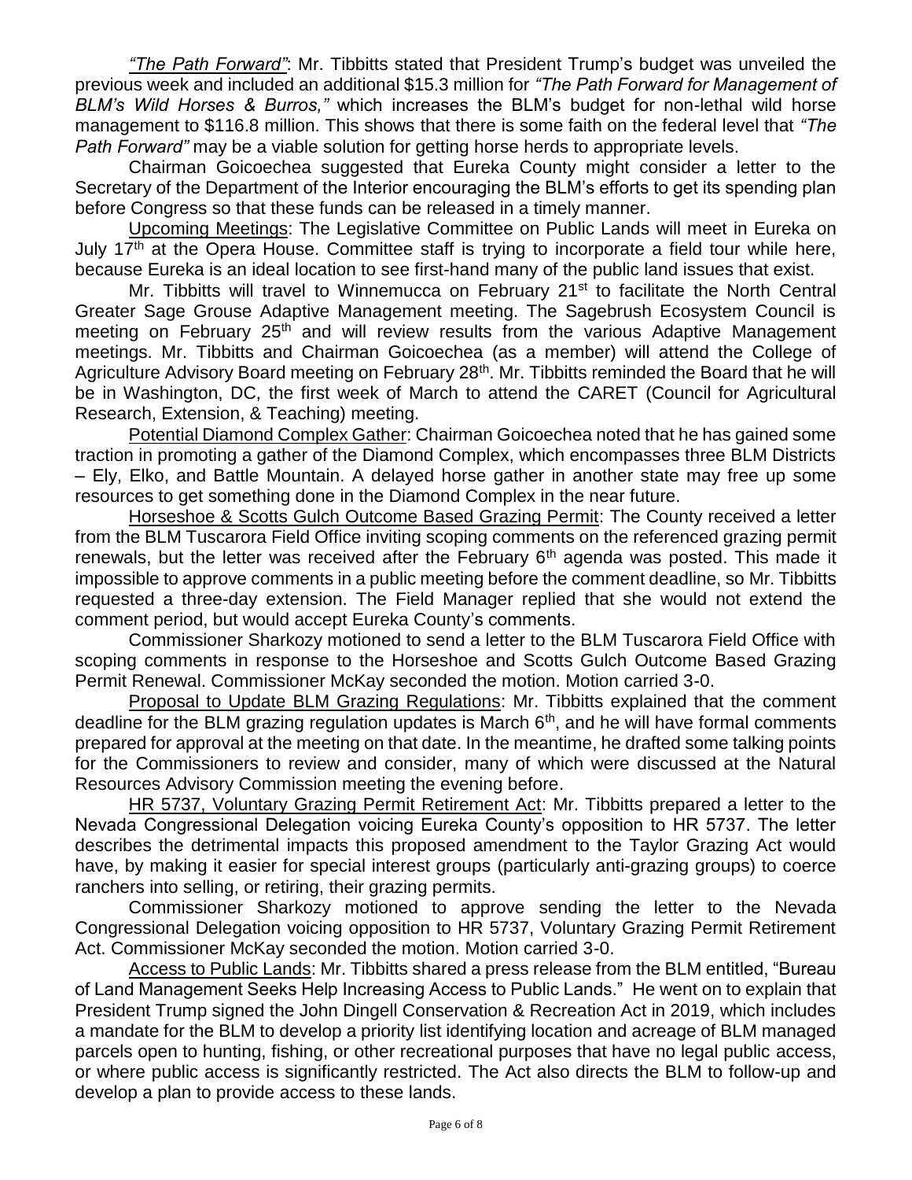*"The Path Forward"*: Mr. Tibbitts stated that President Trump's budget was unveiled the previous week and included an additional $15.3 million for *"The Path Forward for Management of BLM's Wild Horses & Burros,"* which increases the BLM's budget for non-lethal wild horse management to $116.8 million. This shows that there is some faith on the federal level that *"The Path Forward"* may be a viable solution for getting horse herds to appropriate levels.

Chairman Goicoechea suggested that Eureka County might consider a letter to the Secretary of the Department of the Interior encouraging the BLM's efforts to get its spending plan before Congress so that these funds can be released in a timely manner.

Upcoming Meetings: The Legislative Committee on Public Lands will meet in Eureka on July 17th at the Opera House. Committee staff is trying to incorporate a field tour while here, because Eureka is an ideal location to see first-hand many of the public land issues that exist.

Mr. Tibbitts will travel to Winnemucca on February 21st to facilitate the North Central Greater Sage Grouse Adaptive Management meeting. The Sagebrush Ecosystem Council is meeting on February 25th and will review results from the various Adaptive Management meetings. Mr. Tibbitts and Chairman Goicoechea (as a member) will attend the College of Agriculture Advisory Board meeting on February 28th. Mr. Tibbitts reminded the Board that he will be in Washington, DC, the first week of March to attend the CARET (Council for Agricultural Research, Extension, & Teaching) meeting.

Potential Diamond Complex Gather: Chairman Goicoechea noted that he has gained some traction in promoting a gather of the Diamond Complex, which encompasses three BLM Districts – Ely, Elko, and Battle Mountain. A delayed horse gather in another state may free up some resources to get something done in the Diamond Complex in the near future.

Horseshoe & Scotts Gulch Outcome Based Grazing Permit: The County received a letter from the BLM Tuscarora Field Office inviting scoping comments on the referenced grazing permit renewals, but the letter was received after the February 6th agenda was posted. This made it impossible to approve comments in a public meeting before the comment deadline, so Mr. Tibbitts requested a three-day extension. The Field Manager replied that she would not extend the comment period, but would accept Eureka County's comments.

Commissioner Sharkozy motioned to send a letter to the BLM Tuscarora Field Office with scoping comments in response to the Horseshoe and Scotts Gulch Outcome Based Grazing Permit Renewal. Commissioner McKay seconded the motion. Motion carried 3-0.

Proposal to Update BLM Grazing Regulations: Mr. Tibbitts explained that the comment deadline for the BLM grazing regulation updates is March 6th, and he will have formal comments prepared for approval at the meeting on that date. In the meantime, he drafted some talking points for the Commissioners to review and consider, many of which were discussed at the Natural Resources Advisory Commission meeting the evening before.

HR 5737, Voluntary Grazing Permit Retirement Act: Mr. Tibbitts prepared a letter to the Nevada Congressional Delegation voicing Eureka County's opposition to HR 5737. The letter describes the detrimental impacts this proposed amendment to the Taylor Grazing Act would have, by making it easier for special interest groups (particularly anti-grazing groups) to coerce ranchers into selling, or retiring, their grazing permits.

Commissioner Sharkozy motioned to approve sending the letter to the Nevada Congressional Delegation voicing opposition to HR 5737, Voluntary Grazing Permit Retirement Act. Commissioner McKay seconded the motion. Motion carried 3-0.

Access to Public Lands: Mr. Tibbitts shared a press release from the BLM entitled, "Bureau of Land Management Seeks Help Increasing Access to Public Lands." He went on to explain that President Trump signed the John Dingell Conservation & Recreation Act in 2019, which includes a mandate for the BLM to develop a priority list identifying location and acreage of BLM managed parcels open to hunting, fishing, or other recreational purposes that have no legal public access, or where public access is significantly restricted. The Act also directs the BLM to follow-up and develop a plan to provide access to these lands.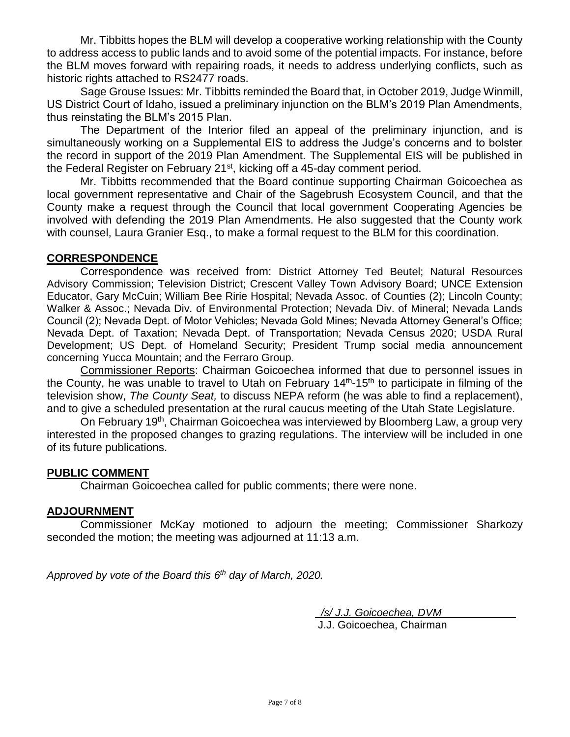Mr. Tibbitts hopes the BLM will develop a cooperative working relationship with the County to address access to public lands and to avoid some of the potential impacts. For instance, before the BLM moves forward with repairing roads, it needs to address underlying conflicts, such as historic rights attached to RS2477 roads.

Sage Grouse Issues: Mr. Tibbitts reminded the Board that, in October 2019, Judge Winmill, US District Court of Idaho, issued a preliminary injunction on the BLM's 2019 Plan Amendments, thus reinstating the BLM's 2015 Plan.

The Department of the Interior filed an appeal of the preliminary injunction, and is simultaneously working on a Supplemental EIS to address the Judge's concerns and to bolster the record in support of the 2019 Plan Amendment. The Supplemental EIS will be published in the Federal Register on February 21st, kicking off a 45-day comment period.

Mr. Tibbitts recommended that the Board continue supporting Chairman Goicoechea as local government representative and Chair of the Sagebrush Ecosystem Council, and that the County make a request through the Council that local government Cooperating Agencies be involved with defending the 2019 Plan Amendments. He also suggested that the County work with counsel, Laura Granier Esq., to make a formal request to the BLM for this coordination.

## CORRESPONDENCE

Correspondence was received from: District Attorney Ted Beutel; Natural Resources Advisory Commission; Television District; Crescent Valley Town Advisory Board; UNCE Extension Educator, Gary McCuin; William Bee Ririe Hospital; Nevada Assoc. of Counties (2); Lincoln County; Walker & Assoc.; Nevada Div. of Environmental Protection; Nevada Div. of Mineral; Nevada Lands Council (2); Nevada Dept. of Motor Vehicles; Nevada Gold Mines; Nevada Attorney General's Office; Nevada Dept. of Taxation; Nevada Dept. of Transportation; Nevada Census 2020; USDA Rural Development; US Dept. of Homeland Security; President Trump social media announcement concerning Yucca Mountain; and the Ferraro Group.

Commissioner Reports: Chairman Goicoechea informed that due to personnel issues in the County, he was unable to travel to Utah on February 14th-15th to participate in filming of the television show, *The County Seat,* to discuss NEPA reform (he was able to find a replacement), and to give a scheduled presentation at the rural caucus meeting of the Utah State Legislature.

On February 19th, Chairman Goicoechea was interviewed by Bloomberg Law, a group very interested in the proposed changes to grazing regulations. The interview will be included in one of its future publications.

## PUBLIC COMMENT

Chairman Goicoechea called for public comments; there were none.

## ADJOURNMENT

Commissioner McKay motioned to adjourn the meeting; Commissioner Sharkozy seconded the motion; the meeting was adjourned at 11:13 a.m.

*Approved by vote of the Board this 6th day of March, 2020.*

*/s/ J.J. Goicoechea, DVM*
J.J. Goicoechea, Chairman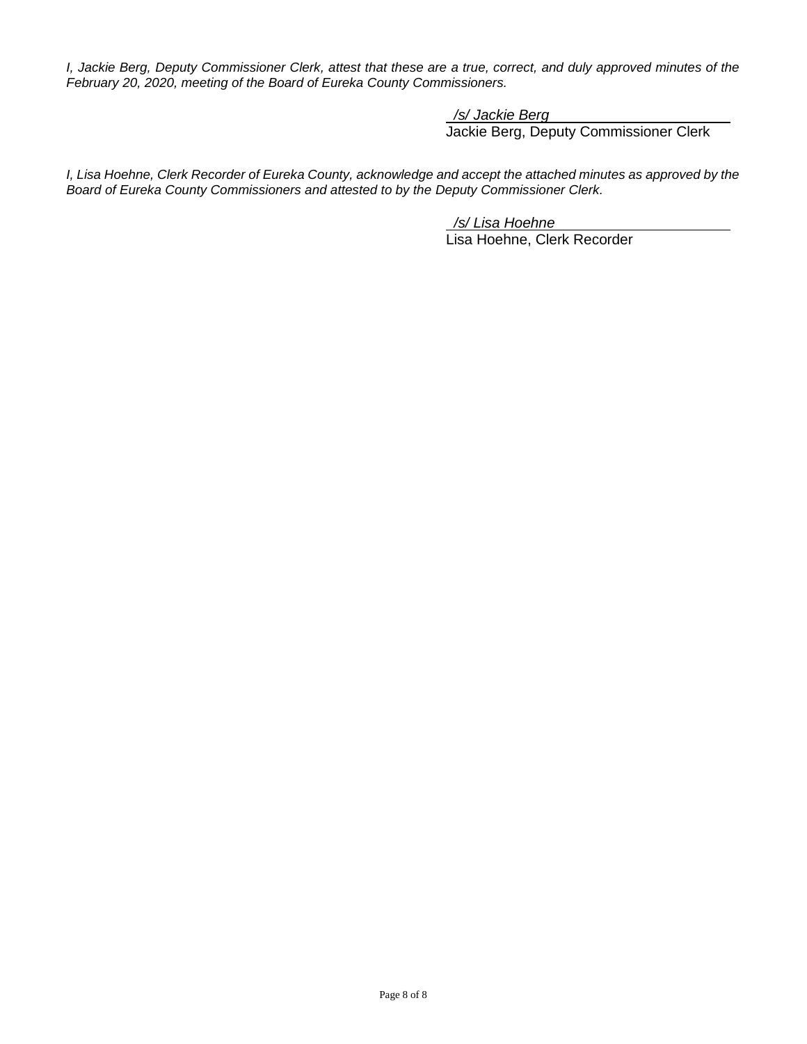*I, Jackie Berg, Deputy Commissioner Clerk, attest that these are a true, correct, and duly approved minutes of the February 20, 2020, meeting of the Board of Eureka County Commissioners.*

*/s/ Jackie Berg*
Jackie Berg, Deputy Commissioner Clerk

*I, Lisa Hoehne, Clerk Recorder of Eureka County, acknowledge and accept the attached minutes as approved by the Board of Eureka County Commissioners and attested to by the Deputy Commissioner Clerk.*

*/s/ Lisa Hoehne*
Lisa Hoehne, Clerk Recorder